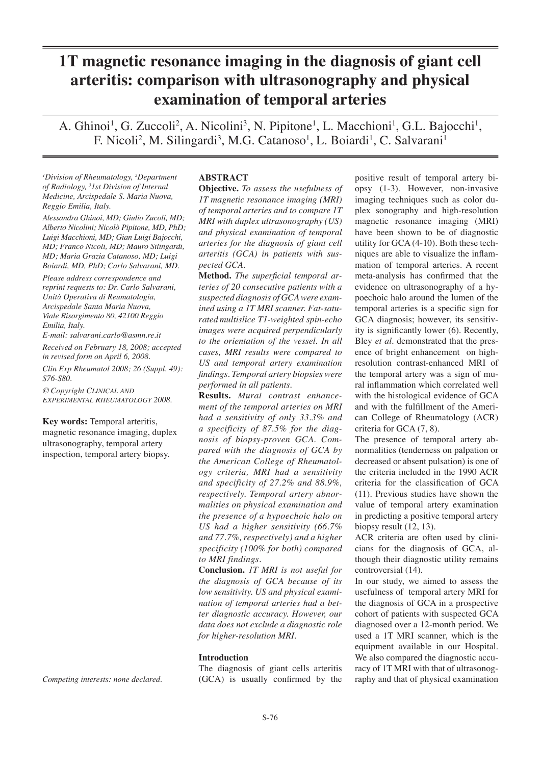# 1T magnetic resonance imaging in the diagnosis of giant cell arteritis: comparison with ultrasonography and physical examination of temporal arteries

A. Ghinoi[1], G. Zuccoli[2], A. Nicolini[3], N. Pipitone[1], L. Macchioni[1], G.L. Bajocchi[1], F. Nicoli[2], M. Silingardi[3], M.G. Catanoso[1], L. Boiardi[1], C. Salvarani[1]

[1]Division of Rheumatology, [2]Department of Radiology, [3]1st Division of Internal Medicine, Arcispedale S. Maria Nuova, Reggio Emilia, Italy.

Alessandra Ghinoi, MD; Giulio Zucoli, MD; Alberto Nicolini; Nicolò Pipitone, MD, PhD; Luigi Macchioni, MD; Gian Luigi Bajocchi, MD; Franco Nicoli, MD; Mauro Silingardi, MD; Maria Grazia Catanoso, MD; Luigi Boiardi, MD, PhD; Carlo Salvarani, MD.

Please address correspondence and reprint requests to: Dr. Carlo Salvarani, Unità Operativa di Reumatologia, Arcispedale Santa Maria Nuova, Viale Risorgimento 80, 42100 Reggio Emilia, Italy.
E-mail: salvarani.carlo@asmn.re.it

Received on February 18, 2008; accepted in revised form on April 6, 2008.

Clin Exp Rheumatol 2008; 26 (Suppl. 49): S76-S80.

© Copyright Clinical and Experimental Rheumatology 2008.

**Key words:** Temporal arteritis, magnetic resonance imaging, duplex ultrasonography, temporal artery inspection, temporal artery biopsy.

Competing interests: none declared.

## ABSTRACT

**Objective.** *To assess the usefulness of 1T magnetic resonance imaging (MRI) of temporal arteries and to compare 1T MRI with duplex ultrasonography (US) and physical examination of temporal arteries for the diagnosis of giant cell arteritis (GCA) in patients with suspected GCA.*

**Method.** *The superficial temporal arteries of 20 consecutive patients with a suspected diagnosis of GCA were examined using a 1T MRI scanner. Fat-saturated multislice T1-weighted spin-echo images were acquired perpendicularly to the orientation of the vessel. In all cases, MRI results were compared to US and temporal artery examination findings. Temporal artery biopsies were performed in all patients.*

**Results.** *Mural contrast enhancement of the temporal arteries on MRI had a sensitivity of only 33.3% and a specificity of 87.5% for the diagnosis of biopsy-proven GCA. Compared with the diagnosis of GCA by the American College of Rheumatology criteria, MRI had a sensitivity and specificity of 27.2% and 88.9%, respectively. Temporal artery abnormalities on physical examination and the presence of a hypoechoic halo on US had a higher sensitivity (66.7% and 77.7%, respectively) and a higher specificity (100% for both) compared to MRI findings.*

**Conclusion.** *1T MRI is not useful for the diagnosis of GCA because of its low sensitivity. US and physical examination of temporal arteries had a better diagnostic accuracy. However, our data does not exclude a diagnostic role for higher-resolution MRI.*

## Introduction

The diagnosis of giant cells arteritis (GCA) is usually confirmed by the positive result of temporal artery biopsy (1-3). However, non-invasive imaging techniques such as color duplex sonography and high-resolution magnetic resonance imaging (MRI) have been shown to be of diagnostic utility for GCA (4-10). Both these techniques are able to visualize the inflammation of temporal arteries. A recent meta-analysis has confirmed that the evidence on ultrasonography of a hypoechoic halo around the lumen of the temporal arteries is a specific sign for GCA diagnosis; however, its sensitivity is significantly lower (6). Recently, Bley *et al.* demonstrated that the presence of bright enhancement on high-resolution contrast-enhanced MRI of the temporal artery was a sign of mural inflammation which correlated well with the histological evidence of GCA and with the fulfillment of the American College of Rheumatology (ACR) criteria for GCA (7, 8).

The presence of temporal artery abnormalities (tenderness on palpation or decreased or absent pulsation) is one of the criteria included in the 1990 ACR criteria for the classification of GCA (11). Previous studies have shown the value of temporal artery examination in predicting a positive temporal artery biopsy result (12, 13).

ACR criteria are often used by clinicians for the diagnosis of GCA, although their diagnostic utility remains controversial (14).

In our study, we aimed to assess the usefulness of temporal artery MRI for the diagnosis of GCA in a prospective cohort of patients with suspected GCA diagnosed over a 12-month period. We used a 1T MRI scanner, which is the equipment available in our Hospital. We also compared the diagnostic accuracy of 1T MRI with that of ultrasonography and that of physical examination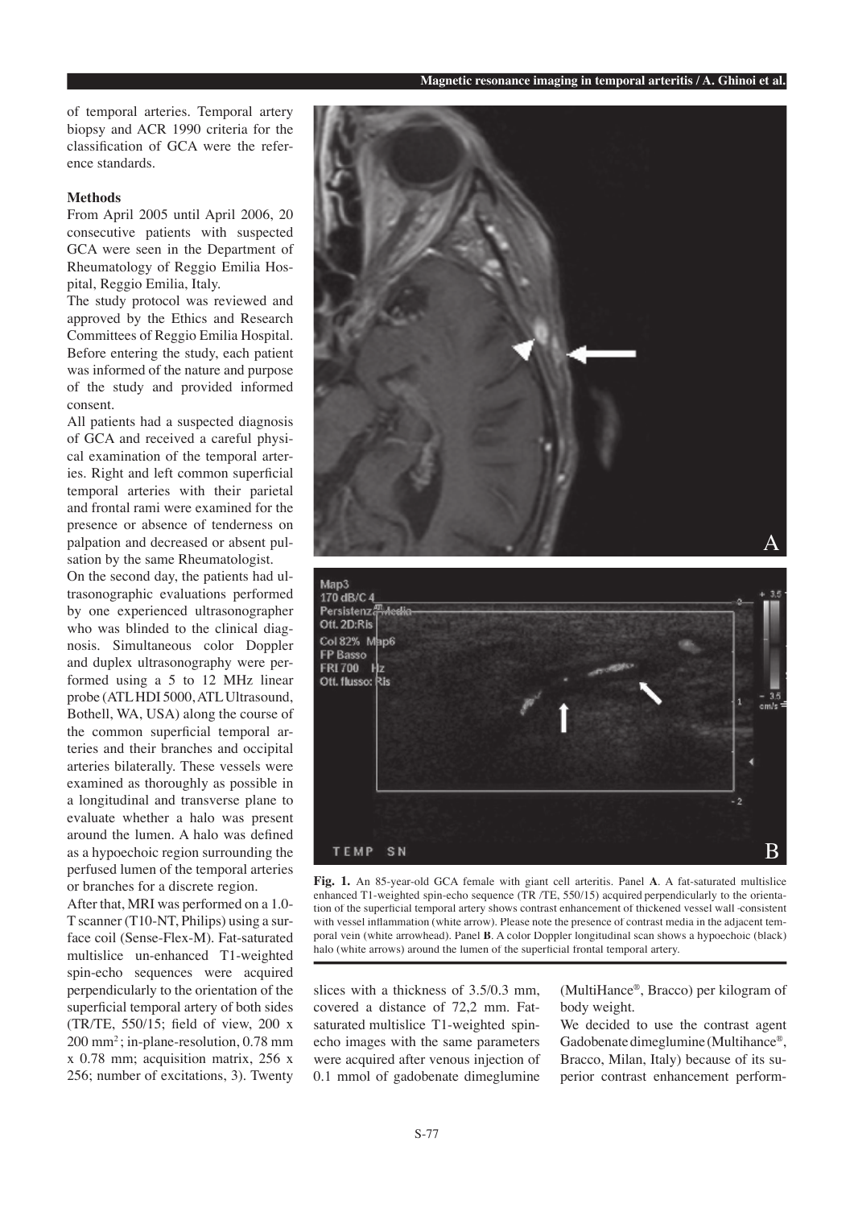of temporal arteries. Temporal artery biopsy and ACR 1990 criteria for the classification of GCA were the reference standards.

**Methods**

From April 2005 until April 2006, 20 consecutive patients with suspected GCA were seen in the Department of Rheumatology of Reggio Emilia Hospital, Reggio Emilia, Italy.

The study protocol was reviewed and approved by the Ethics and Research Committees of Reggio Emilia Hospital. Before entering the study, each patient was informed of the nature and purpose of the study and provided informed consent.

All patients had a suspected diagnosis of GCA and received a careful physical examination of the temporal arteries. Right and left common superficial temporal arteries with their parietal and frontal rami were examined for the presence or absence of tenderness on palpation and decreased or absent pulsation by the same Rheumatologist.

On the second day, the patients had ultrasonographic evaluations performed by one experienced ultrasonographer who was blinded to the clinical diagnosis. Simultaneous color Doppler and duplex ultrasonography were performed using a 5 to 12 MHz linear probe (ATL HDI 5000, ATL Ultrasound, Bothell, WA, USA) along the course of the common superficial temporal arteries and their branches and occipital arteries bilaterally. These vessels were examined as thoroughly as possible in a longitudinal and transverse plane to evaluate whether a halo was present around the lumen. A halo was defined as a hypoechoic region surrounding the perfused lumen of the temporal arteries or branches for a discrete region.

After that, MRI was performed on a 1.0-T scanner (T10-NT, Philips) using a surface coil (Sense-Flex-M). Fat-saturated multislice un-enhanced T1-weighted spin-echo sequences were acquired perpendicularly to the orientation of the superficial temporal artery of both sides (TR/TE, 550/15; field of view, 200 x 200 mm$^2$; in-plane-resolution, 0.78 mm x 0.78 mm; acquisition matrix, 256 x 256; number of excitations, 3). Twenty slices with a thickness of 3.5/0.3 mm, covered a distance of 72,2 mm. Fat-saturated multislice T1-weighted spin-echo images with the same parameters were acquired after venous injection of 0.1 mmol of gadobenate dimeglumine (MultiHance®, Bracco) per kilogram of body weight.

We decided to use the contrast agent Gadobenate dimeglumine (Multihance®, Bracco, Milan, Italy) because of its superior contrast enhancement perform-

**Fig. 1.** An 85-year-old GCA female with giant cell arteritis. Panel **A**. A fat-saturated multislice enhanced T1-weighted spin-echo sequence (TR /TE, 550/15) acquired perpendicularly to the orientation of the superficial temporal artery shows contrast enhancement of thickened vessel wall -consistent with vessel inflammation (white arrow). Please note the presence of contrast media in the adjacent temporal vein (white arrowhead). Panel **B**. A color Doppler longitudinal scan shows a hypoechoic (black) halo (white arrows) around the lumen of the superficial frontal temporal artery.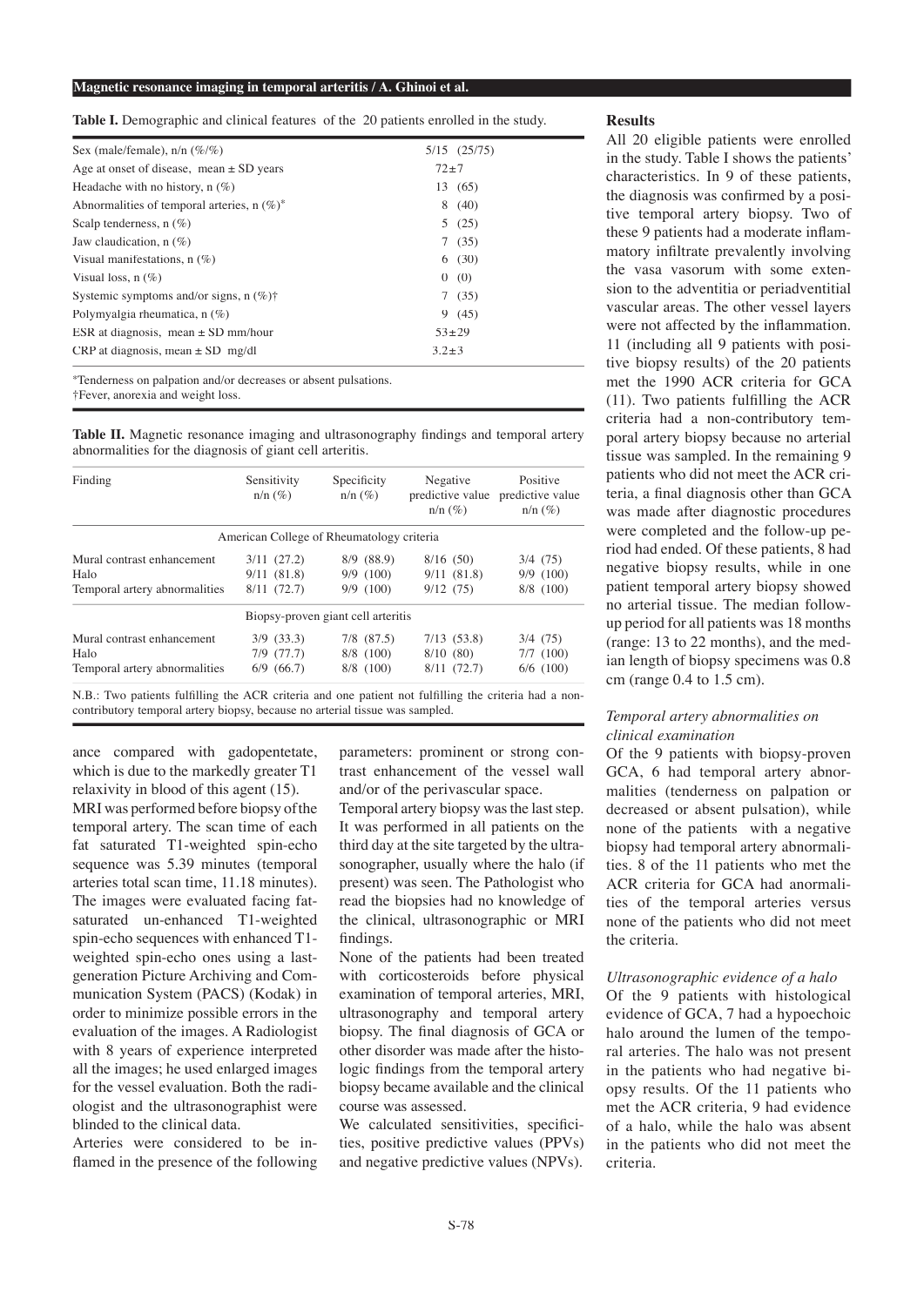**Table I.** Demographic and clinical features of the 20 patients enrolled in the study.

| | |
|---|---|
| Sex (male/female), n/n (%/%) | 5/15 (25/75) |
| Age at onset of disease, mean ± SD years | 72±7 |
| Headache with no history, n (%) | 13 (65) |
| Abnormalities of temporal arteries, n (%)* | 8 (40) |
| Scalp tenderness, n (%) | 5 (25) |
| Jaw claudication, n (%) | 7 (35) |
| Visual manifestations, n (%) | 6 (30) |
| Visual loss, n (%) | 0 (0) |
| Systemic symptoms and/or signs, n (%)† | 7 (35) |
| Polymyalgia rheumatica, n (%) | 9 (45) |
| ESR at diagnosis, mean ± SD mm/hour | 53±29 |
| CRP at diagnosis, mean ± SD mg/dl | 3.2±3 |

*Tenderness on palpation and/or decreases or absent pulsations.
†Fever, anorexia and weight loss.

**Table II.** Magnetic resonance imaging and ultrasonography findings and temporal artery abnormalities for the diagnosis of giant cell arteritis.

| Finding | Sensitivity n/n (%) | Specificity n/n (%) | Negative predictive value n/n (%) | Positive predictive value n/n (%) |
|---|---|---|---|---|
| **American College of Rheumatology criteria** | | | | |
| Mural contrast enhancement | 3/11 (27.2) | 8/9 (88.9) | 8/16 (50) | 3/4 (75) |
| Halo | 9/11 (81.8) | 9/9 (100) | 9/11 (81.8) | 9/9 (100) |
| Temporal artery abnormalities | 8/11 (72.7) | 9/9 (100) | 9/12 (75) | 8/8 (100) |
| **Biopsy-proven giant cell arteritis** | | | | |
| Mural contrast enhancement | 3/9 (33.3) | 7/8 (87.5) | 7/13 (53.8) | 3/4 (75) |
| Halo | 7/9 (77.7) | 8/8 (100) | 8/10 (80) | 7/7 (100) |
| Temporal artery abnormalities | 6/9 (66.7) | 8/8 (100) | 8/11 (72.7) | 6/6 (100) |

N.B.: Two patients fulfilling the ACR criteria and one patient not fulfilling the criteria had a non-contributory temporal artery biopsy, because no arterial tissue was sampled.

ance compared with gadopentetate, which is due to the markedly greater T1 relaxivity in blood of this agent (15).

MRI was performed before biopsy of the temporal artery. The scan time of each fat saturated T1-weighted spin-echo sequence was 5.39 minutes (temporal arteries total scan time, 11.18 minutes). The images were evaluated facing fat-saturated un-enhanced T1-weighted spin-echo sequences with enhanced T1-weighted spin-echo ones using a last-generation Picture Archiving and Communication System (PACS) (Kodak) in order to minimize possible errors in the evaluation of the images. A Radiologist with 8 years of experience interpreted all the images; he used enlarged images for the vessel evaluation. Both the radiologist and the ultrasonographist were blinded to the clinical data.

Arteries were considered to be inflamed in the presence of the following parameters: prominent or strong contrast enhancement of the vessel wall and/or of the perivascular space.

Temporal artery biopsy was the last step. It was performed in all patients on the third day at the site targeted by the ultrasonographer, usually where the halo (if present) was seen. The Pathologist who read the biopsies had no knowledge of the clinical, ultrasonographic or MRI findings.

None of the patients had been treated with corticosteroids before physical examination of temporal arteries, MRI, ultrasonography and temporal artery biopsy. The final diagnosis of GCA or other disorder was made after the histologic findings from the temporal artery biopsy became available and the clinical course was assessed.

We calculated sensitivities, specificities, positive predictive values (PPVs) and negative predictive values (NPVs).

## Results

All 20 eligible patients were enrolled in the study. Table I shows the patients' characteristics. In 9 of these patients, the diagnosis was confirmed by a positive temporal artery biopsy. Two of these 9 patients had a moderate inflammatory infiltrate prevalently involving the vasa vasorum with some extension to the adventitia or periadventitial vascular areas. The other vessel layers were not affected by the inflammation. 11 (including all 9 patients with positive biopsy results) of the 20 patients met the 1990 ACR criteria for GCA (11). Two patients fulfilling the ACR criteria had a non-contributory temporal artery biopsy because no arterial tissue was sampled. In the remaining 9 patients who did not meet the ACR criteria, a final diagnosis other than GCA was made after diagnostic procedures were completed and the follow-up period had ended. Of these patients, 8 had negative biopsy results, while in one patient temporal artery biopsy showed no arterial tissue. The median follow-up period for all patients was 18 months (range: 13 to 22 months), and the median length of biopsy specimens was 0.8 cm (range 0.4 to 1.5 cm).

### *Temporal artery abnormalities on clinical examination*

Of the 9 patients with biopsy-proven GCA, 6 had temporal artery abnormalities (tenderness on palpation or decreased or absent pulsation), while none of the patients with a negative biopsy had temporal artery abnormalities. 8 of the 11 patients who met the ACR criteria for GCA had anormalities of the temporal arteries versus none of the patients who did not meet the criteria.

### *Ultrasonographic evidence of a halo*

Of the 9 patients with histological evidence of GCA, 7 had a hypoechoic halo around the lumen of the temporal arteries. The halo was not present in the patients who had negative biopsy results. Of the 11 patients who met the ACR criteria, 9 had evidence of a halo, while the halo was absent in the patients who did not meet the criteria.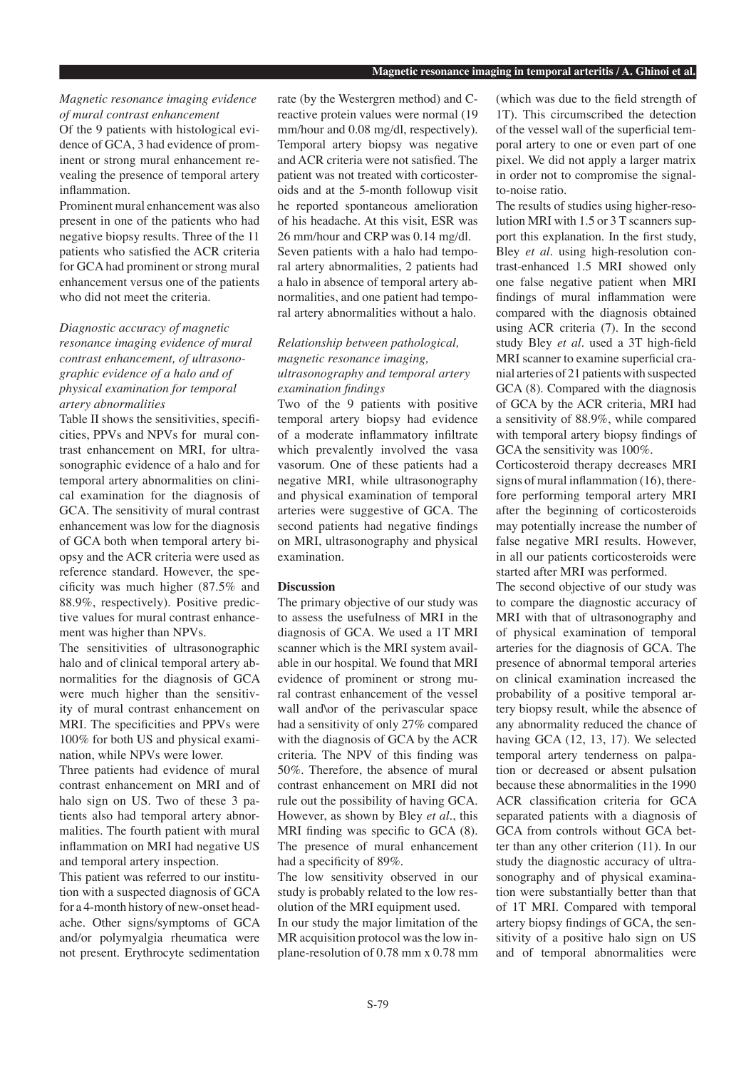### *Magnetic resonance imaging evidence of mural contrast enhancement*

Of the 9 patients with histological evidence of GCA, 3 had evidence of prominent or strong mural enhancement revealing the presence of temporal artery inflammation.

Prominent mural enhancement was also present in one of the patients who had negative biopsy results. Three of the 11 patients who satisfied the ACR criteria for GCA had prominent or strong mural enhancement versus one of the patients who did not meet the criteria.

### *Diagnostic accuracy of magnetic resonance imaging evidence of mural contrast enhancement, of ultrasonographic evidence of a halo and of physical examination for temporal artery abnormalities*

Table II shows the sensitivities, specificities, PPVs and NPVs for mural contrast enhancement on MRI, for ultrasonographic evidence of a halo and for temporal artery abnormalities on clinical examination for the diagnosis of GCA. The sensitivity of mural contrast enhancement was low for the diagnosis of GCA both when temporal artery biopsy and the ACR criteria were used as reference standard. However, the specificity was much higher (87.5% and 88.9%, respectively). Positive predictive values for mural contrast enhancement was higher than NPVs.

The sensitivities of ultrasonographic halo and of clinical temporal artery abnormalities for the diagnosis of GCA were much higher than the sensitivity of mural contrast enhancement on MRI. The specificities and PPVs were 100% for both US and physical examination, while NPVs were lower.

Three patients had evidence of mural contrast enhancement on MRI and of halo sign on US. Two of these 3 patients also had temporal artery abnormalities. The fourth patient with mural inflammation on MRI had negative US and temporal artery inspection.

This patient was referred to our institution with a suspected diagnosis of GCA for a 4-month history of new-onset headache. Other signs/symptoms of GCA and/or polymyalgia rheumatica were not present. Erythrocyte sedimentation rate (by the Westergren method) and C-reactive protein values were normal (19 mm/hour and 0.08 mg/dl, respectively). Temporal artery biopsy was negative and ACR criteria were not satisfied. The patient was not treated with corticosteroids and at the 5-month followup visit he reported spontaneous amelioration of his headache. At this visit, ESR was 26 mm/hour and CRP was 0.14 mg/dl.

Seven patients with a halo had temporal artery abnormalities, 2 patients had a halo in absence of temporal artery abnormalities, and one patient had temporal artery abnormalities without a halo.

### *Relationship between pathological, magnetic resonance imaging, ultrasonography and temporal artery examination findings*

Two of the 9 patients with positive temporal artery biopsy had evidence of a moderate inflammatory infiltrate which prevalently involved the vasa vasorum. One of these patients had a negative MRI, while ultrasonography and physical examination of temporal arteries were suggestive of GCA. The second patients had negative findings on MRI, ultrasonography and physical examination.

## Discussion

The primary objective of our study was to assess the usefulness of MRI in the diagnosis of GCA. We used a 1T MRI scanner which is the MRI system available in our hospital. We found that MRI evidence of prominent or strong mural contrast enhancement of the vessel wall and\or of the perivascular space had a sensitivity of only 27% compared with the diagnosis of GCA by the ACR criteria. The NPV of this finding was 50%. Therefore, the absence of mural contrast enhancement on MRI did not rule out the possibility of having GCA. However, as shown by Bley *et al*., this MRI finding was specific to GCA (8). The presence of mural enhancement had a specificity of 89%.

The low sensitivity observed in our study is probably related to the low resolution of the MRI equipment used.

In our study the major limitation of the MR acquisition protocol was the low in-plane-resolution of 0.78 mm x 0.78 mm (which was due to the field strength of 1T). This circumscribed the detection of the vessel wall of the superficial temporal artery to one or even part of one pixel. We did not apply a larger matrix in order not to compromise the signal-to-noise ratio.

The results of studies using higher-resolution MRI with 1.5 or 3 T scanners support this explanation. In the first study, Bley *et al*. using high-resolution contrast-enhanced 1.5 MRI showed only one false negative patient when MRI findings of mural inflammation were compared with the diagnosis obtained using ACR criteria (7). In the second study Bley *et al*. used a 3T high-field MRI scanner to examine superficial cranial arteries of 21 patients with suspected GCA (8). Compared with the diagnosis of GCA by the ACR criteria, MRI had a sensitivity of 88.9%, while compared with temporal artery biopsy findings of GCA the sensitivity was 100%.

Corticosteroid therapy decreases MRI signs of mural inflammation (16), therefore performing temporal artery MRI after the beginning of corticosteroids may potentially increase the number of false negative MRI results. However, in all our patients corticosteroids were started after MRI was performed.

The second objective of our study was to compare the diagnostic accuracy of MRI with that of ultrasonography and of physical examination of temporal arteries for the diagnosis of GCA. The presence of abnormal temporal arteries on clinical examination increased the probability of a positive temporal artery biopsy result, while the absence of any abnormality reduced the chance of having GCA (12, 13, 17). We selected temporal artery tenderness on palpation or decreased or absent pulsation because these abnormalities in the 1990 ACR classification criteria for GCA separated patients with a diagnosis of GCA from controls without GCA better than any other criterion (11). In our study the diagnostic accuracy of ultrasonography and of physical examination were substantially better than that of 1T MRI. Compared with temporal artery biopsy findings of GCA, the sensitivity of a positive halo sign on US and of temporal abnormalities were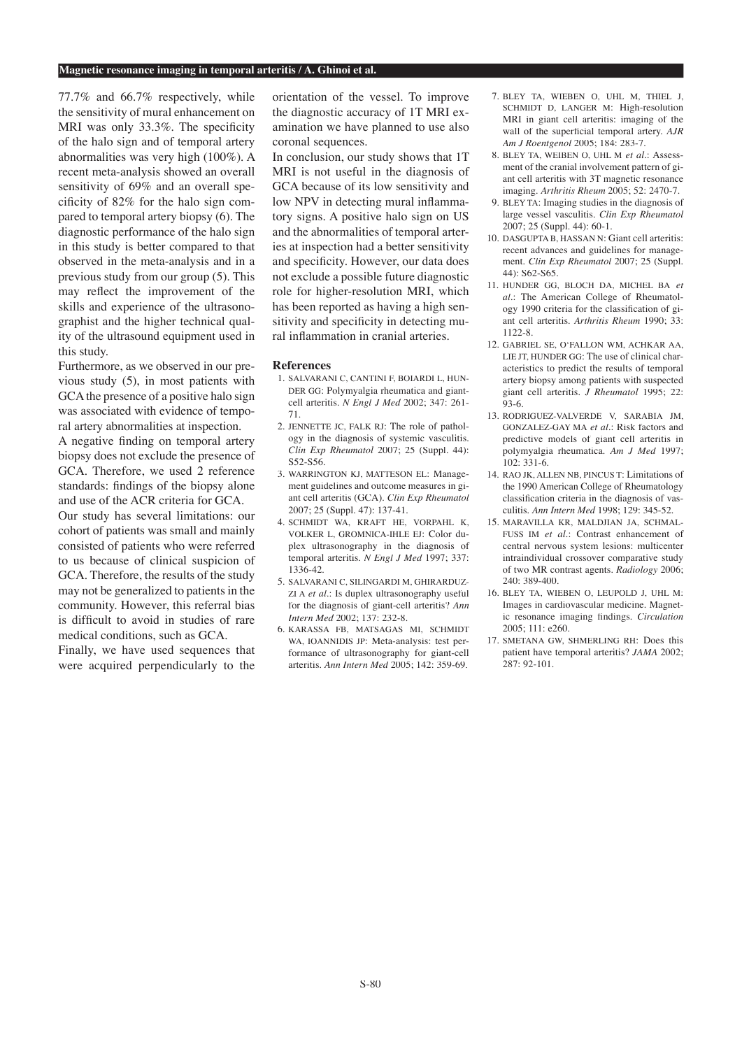77.7% and 66.7% respectively, while the sensitivity of mural enhancement on MRI was only 33.3%. The specificity of the halo sign and of temporal artery abnormalities was very high (100%). A recent meta-analysis showed an overall sensitivity of 69% and an overall specificity of 82% for the halo sign compared to temporal artery biopsy (6). The diagnostic performance of the halo sign in this study is better compared to that observed in the meta-analysis and in a previous study from our group (5). This may reflect the improvement of the skills and experience of the ultrasonographist and the higher technical quality of the ultrasound equipment used in this study.

Furthermore, as we observed in our previous study (5), in most patients with GCA the presence of a positive halo sign was associated with evidence of temporal artery abnormalities at inspection.

A negative finding on temporal artery biopsy does not exclude the presence of GCA. Therefore, we used 2 reference standards: findings of the biopsy alone and use of the ACR criteria for GCA.

Our study has several limitations: our cohort of patients was small and mainly consisted of patients who were referred to us because of clinical suspicion of GCA. Therefore, the results of the study may not be generalized to patients in the community. However, this referral bias is difficult to avoid in studies of rare medical conditions, such as GCA.

Finally, we have used sequences that were acquired perpendicularly to the orientation of the vessel. To improve the diagnostic accuracy of 1T MRI examination we have planned to use also coronal sequences.

In conclusion, our study shows that 1T MRI is not useful in the diagnosis of GCA because of its low sensitivity and low NPV in detecting mural inflammatory signs. A positive halo sign on US and the abnormalities of temporal arteries at inspection had a better sensitivity and specificity. However, our data does not exclude a possible future diagnostic role for higher-resolution MRI, which has been reported as having a high sensitivity and specificity in detecting mural inflammation in cranial arteries.

## References

1. SALVARANI C, CANTINI F, BOIARDI L, HUNDER GG: Polymyalgia rheumatica and giant-cell arteritis. *N Engl J Med* 2002; 347: 261-71.
2. JENNETTE JC, FALK RJ: The role of pathology in the diagnosis of systemic vasculitis. *Clin Exp Rheumatol* 2007; 25 (Suppl. 44): S52-S56.
3. WARRINGTON KJ, MATTESON EL: Management guidelines and outcome measures in giant cell arteritis (GCA). *Clin Exp Rheumatol* 2007; 25 (Suppl. 47): 137-41.
4. SCHMIDT WA, KRAFT HE, VORPAHL K, VOLKER L, GROMNICA-IHLE EJ: Color duplex ultrasonography in the diagnosis of temporal arteritis. *N Engl J Med* 1997; 337: 1336-42.
5. SALVARANI C, SILINGARDI M, GHIRARDUZZI A *et al.*: Is duplex ultrasonography useful for the diagnosis of giant-cell arteritis? *Ann Intern Med* 2002; 137: 232-8.
6. KARASSA FB, MATSAGAS MI, SCHMIDT WA, IOANNIDIS JP: Meta-analysis: test performance of ultrasonography for giant-cell arteritis. *Ann Intern Med* 2005; 142: 359-69.
7. BLEY TA, WIEBEN O, UHL M, THIEL J, SCHMIDT D, LANGER M: High-resolution MRI in giant cell arteritis: imaging of the wall of the superficial temporal artery. *AJR Am J Roentgenol* 2005; 184: 283-7.
8. BLEY TA, WEIBEN O, UHL M *et al.*: Assessment of the cranial involvement pattern of giant cell arteritis with 3T magnetic resonance imaging. *Arthritis Rheum* 2005; 52: 2470-7.
9. BLEY TA: Imaging studies in the diagnosis of large vessel vasculitis. *Clin Exp Rheumatol* 2007; 25 (Suppl. 44): 60-1.
10. DASGUPTA B, HASSAN N: Giant cell arteritis: recent advances and guidelines for management. *Clin Exp Rheumatol* 2007; 25 (Suppl. 44): S62-S65.
11. HUNDER GG, BLOCH DA, MICHEL BA *et al.*: The American College of Rheumatology 1990 criteria for the classification of giant cell arteritis. *Arthritis Rheum* 1990; 33: 1122-8.
12. GABRIEL SE, O'FALLON WM, ACHKAR AA, LIE JT, HUNDER GG: The use of clinical characteristics to predict the results of temporal artery biopsy among patients with suspected giant cell arteritis. *J Rheumatol* 1995; 22: 93-6.
13. RODRIGUEZ-VALVERDE V, SARABIA JM, GONZALEZ-GAY MA *et al.*: Risk factors and predictive models of giant cell arteritis in polymyalgia rheumatica. *Am J Med* 1997; 102: 331-6.
14. RAO JK, ALLEN NB, PINCUS T: Limitations of the 1990 American College of Rheumatology classification criteria in the diagnosis of vasculitis. *Ann Intern Med* 1998; 129: 345-52.
15. MARAVILLA KR, MALDJIAN JA, SCHMALFUSS IM *et al.*: Contrast enhancement of central nervous system lesions: multicenter intraindividual crossover comparative study of two MR contrast agents. *Radiology* 2006; 240: 389-400.
16. BLEY TA, WIEBEN O, LEUPOLD J, UHL M: Images in cardiovascular medicine. Magnetic resonance imaging findings. *Circulation* 2005; 111: e260.
17. SMETANA GW, SHMERLING RH: Does this patient have temporal arteritis? *JAMA* 2002; 287: 92-101.